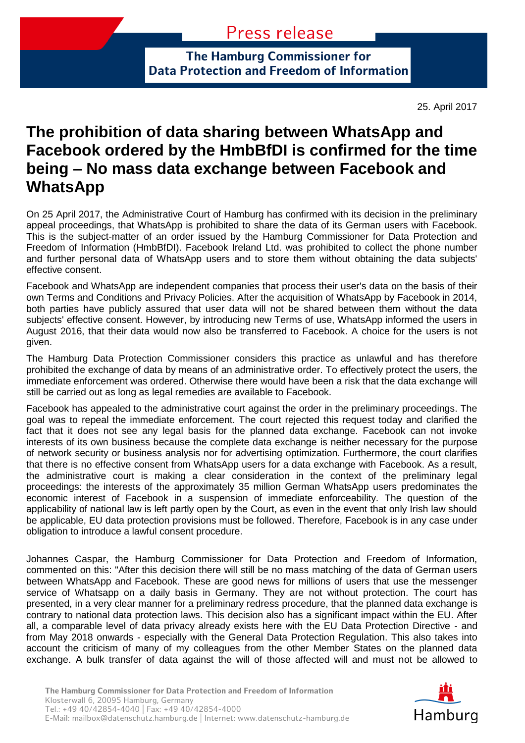Press release

**The Hamburg Commissioner for Data Protection and Freedom of Information**

25. April 2017

# The prohibition of data sharing between WhatsApp and Facebook ordered by the HmbBfDI is confirmed for the time being – No mass data exchange between Facebook and WhatsApp

On 25 April 2017, the Administrative Court of Hamburg has confirmed with its decision in the preliminary appeal proceedings, that WhatsApp is prohibited to share the data of its German users with Facebook. This is the subject-matter of an order issued by the Hamburg Commissioner for Data Protection and Freedom of Information (HmbBfDI). Facebook Ireland Ltd. was prohibited to collect the phone number and further personal data of WhatsApp users and to store them without obtaining the data subjects' effective consent.

Facebook and WhatsApp are independent companies that process their user's data on the basis of their own Terms and Conditions and Privacy Policies. After the acquisition of WhatsApp by Facebook in 2014, both parties have publicly assured that user data will not be shared between them without the data subjects' effective consent. However, by introducing new Terms of use, WhatsApp informed the users in August 2016, that their data would now also be transferred to Facebook. A choice for the users is not given.

The Hamburg Data Protection Commissioner considers this practice as unlawful and has therefore prohibited the exchange of data by means of an administrative order. To effectively protect the users, the immediate enforcement was ordered. Otherwise there would have been a risk that the data exchange will still be carried out as long as legal remedies are available to Facebook.

Facebook has appealed to the administrative court against the order in the preliminary proceedings. The goal was to repeal the immediate enforcement. The court rejected this request today and clarified the fact that it does not see any legal basis for the planned data exchange. Facebook can not invoke interests of its own business because the complete data exchange is neither necessary for the purpose of network security or business analysis nor for advertising optimization. Furthermore, the court clarifies that there is no effective consent from WhatsApp users for a data exchange with Facebook. As a result, the administrative court is making a clear consideration in the context of the preliminary legal proceedings: the interests of the approximately 35 million German WhatsApp users predominates the economic interest of Facebook in a suspension of immediate enforceability. The question of the applicability of national law is left partly open by the Court, as even in the event that only Irish law should be applicable, EU data protection provisions must be followed. Therefore, Facebook is in any case under obligation to introduce a lawful consent procedure.

Johannes Caspar, the Hamburg Commissioner for Data Protection and Freedom of Information, commented on this: "After this decision there will still be no mass matching of the data of German users between WhatsApp and Facebook. These are good news for millions of users that use the messenger service of Whatsapp on a daily basis in Germany. They are not without protection. The court has presented, in a very clear manner for a preliminary redress procedure, that the planned data exchange is contrary to national data protection laws. This decision also has a significant impact within the EU. After all, a comparable level of data privacy already exists here with the EU Data Protection Directive - and from May 2018 onwards - especially with the General Data Protection Regulation. This also takes into account the criticism of many of my colleagues from the other Member States on the planned data exchange. A bulk transfer of data against the will of those affected will and must not be allowed to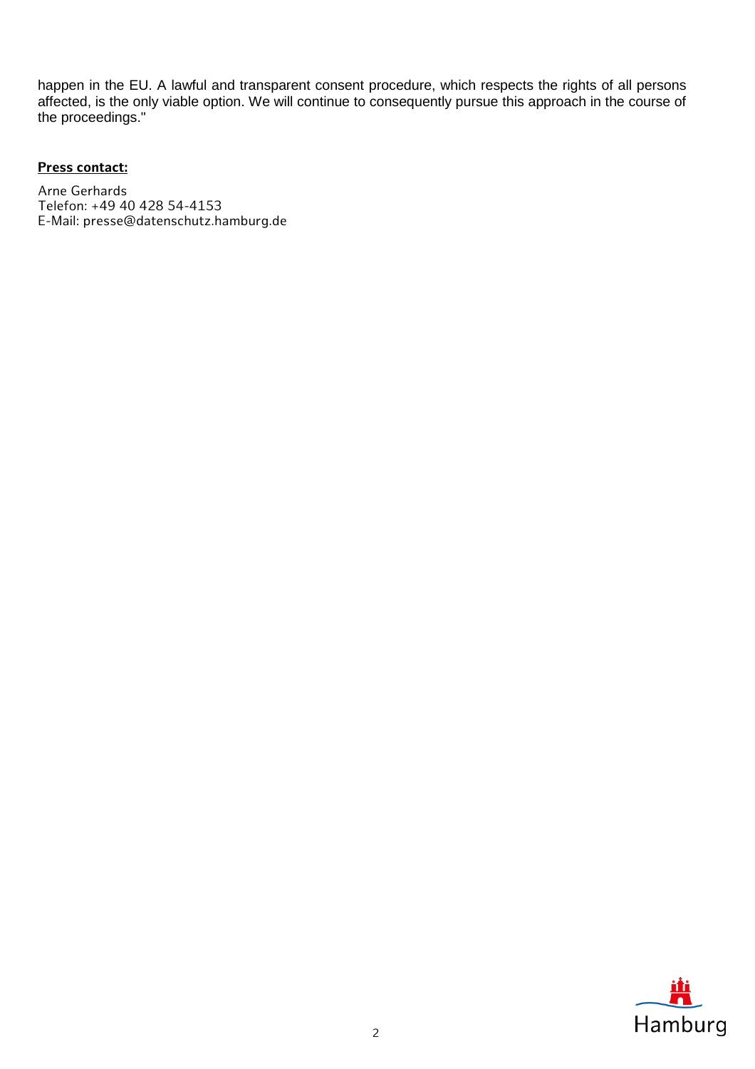happen in the EU. A lawful and transparent consent procedure, which respects the rights of all persons affected, is the only viable option. We will continue to consequently pursue this approach in the course of the proceedings."

**Press contact:**

Arne Gerhards
Telefon: +49 40 428 54-4153
E-Mail: presse@datenschutz.hamburg.de